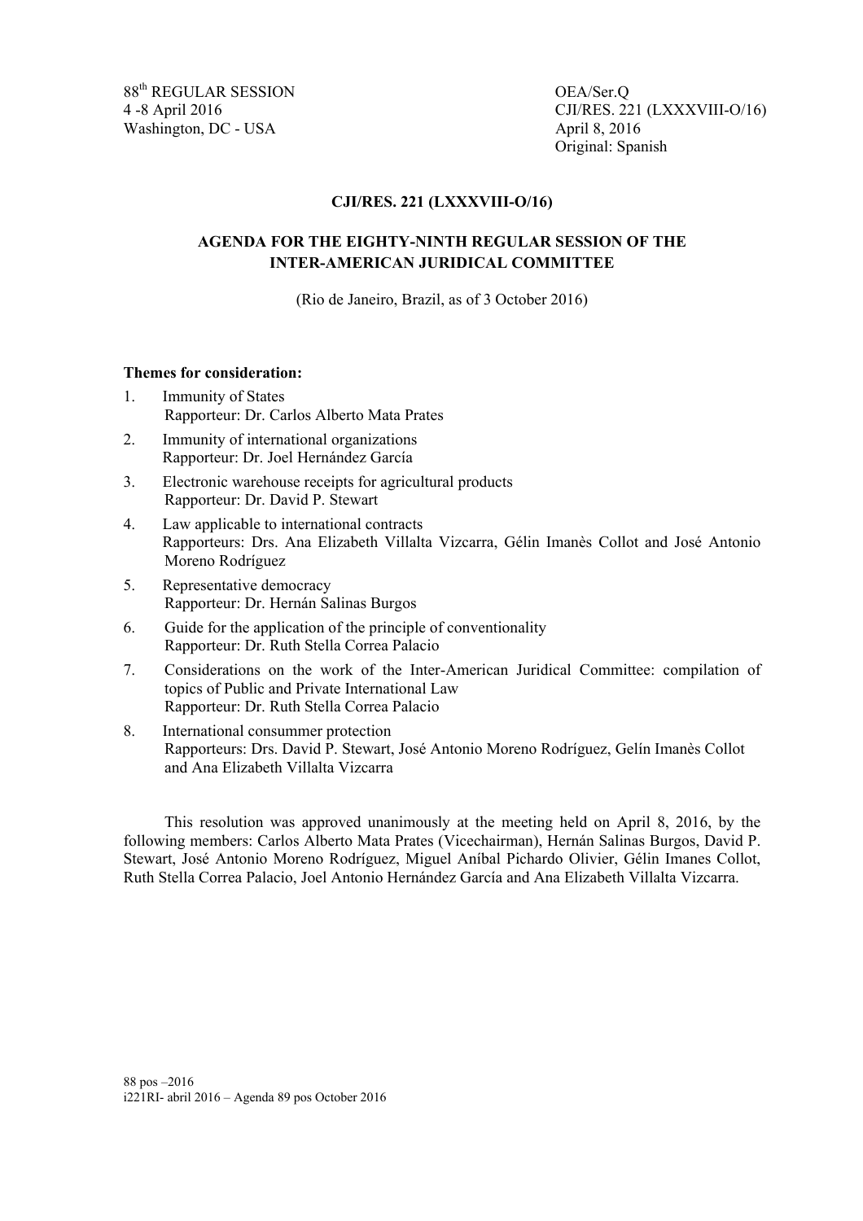88th REGULAR SESSION
4 -8 April 2016
Washington, DC - USA

OEA/Ser.Q
CJI/RES. 221 (LXXXVIII-O/16)
April 8, 2016
Original: Spanish

**CJI/RES. 221 (LXXXVIII-O/16)**

**AGENDA FOR THE EIGHTY-NINTH REGULAR SESSION OF THE INTER-AMERICAN JURIDICAL COMMITTEE**

(Rio de Janeiro, Brazil, as of 3 October 2016)

**Themes for consideration:**

1. Immunity of States
   Rapporteur: Dr. Carlos Alberto Mata Prates
2. Immunity of international organizations
   Rapporteur: Dr. Joel Hernández García
3. Electronic warehouse receipts for agricultural products
   Rapporteur: Dr. David P. Stewart
4. Law applicable to international contracts
   Rapporteurs: Drs. Ana Elizabeth Villalta Vizcarra, Gélin Imanès Collot and José Antonio Moreno Rodríguez
5. Representative democracy
   Rapporteur: Dr. Hernán Salinas Burgos
6. Guide for the application of the principle of conventionality
   Rapporteur: Dr. Ruth Stella Correa Palacio
7. Considerations on the work of the Inter-American Juridical Committee: compilation of topics of Public and Private International Law
   Rapporteur: Dr. Ruth Stella Correa Palacio
8. International consummer protection
   Rapporteurs: Drs. David P. Stewart, José Antonio Moreno Rodríguez, Gelín Imanès Collot and Ana Elizabeth Villalta Vizcarra

This resolution was approved unanimously at the meeting held on April 8, 2016, by the following members: Carlos Alberto Mata Prates (Vicechairman), Hernán Salinas Burgos, David P. Stewart, José Antonio Moreno Rodríguez, Miguel Aníbal Pichardo Olivier, Gélin Imanes Collot, Ruth Stella Correa Palacio, Joel Antonio Hernández García and Ana Elizabeth Villalta Vizcarra.

88 pos –2016
i221RI- abril 2016 – Agenda 89 pos October 2016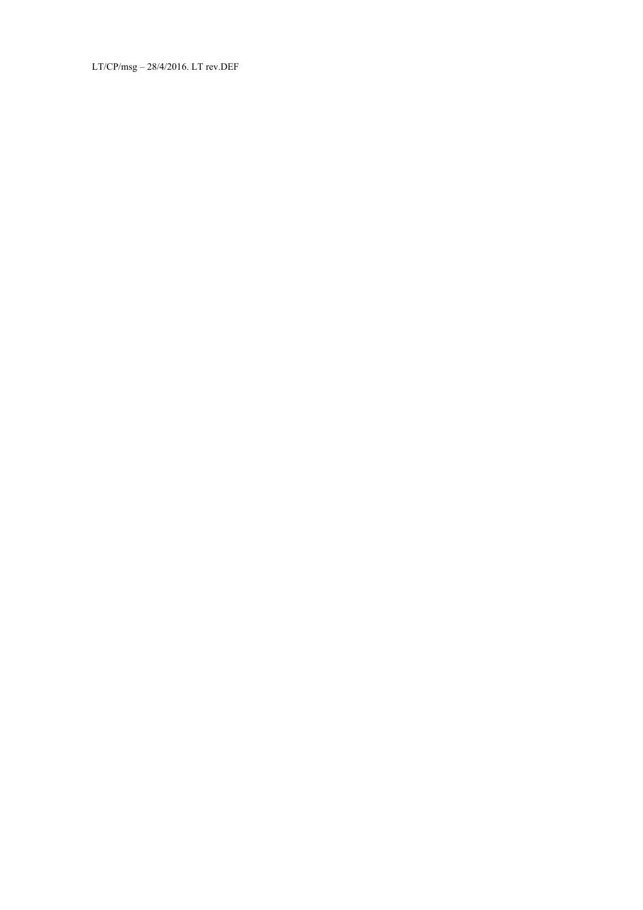LT/CP/msg – 28/4/2016. LT rev.DEF